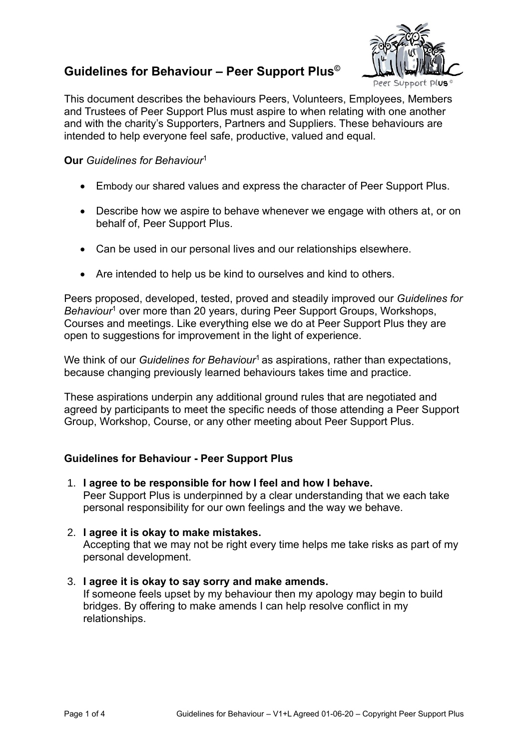# Guidelines for Behaviour – Peer Support Plus©

This document describes the behaviours Peers, Volunteers, Employees, Members and Trustees of Peer Support Plus must aspire to when relating with one another and with the charity's Supporters, Partners and Suppliers. These behaviours are intended to help everyone feel safe, productive, valued and equal.

**Our** *Guidelines for Behaviour*[1]

- Embody our shared values and express the character of Peer Support Plus.
- Describe how we aspire to behave whenever we engage with others at, or on behalf of, Peer Support Plus.
- Can be used in our personal lives and our relationships elsewhere.
- Are intended to help us be kind to ourselves and kind to others.

Peers proposed, developed, tested, proved and steadily improved our *Guidelines for Behaviour*[1] over more than 20 years, during Peer Support Groups, Workshops, Courses and meetings. Like everything else we do at Peer Support Plus they are open to suggestions for improvement in the light of experience.

We think of our *Guidelines for Behaviour*[1] as aspirations, rather than expectations, because changing previously learned behaviours takes time and practice.

These aspirations underpin any additional ground rules that are negotiated and agreed by participants to meet the specific needs of those attending a Peer Support Group, Workshop, Course, or any other meeting about Peer Support Plus.

## Guidelines for Behaviour - Peer Support Plus

1. **I agree to be responsible for how I feel and how I behave.**
   Peer Support Plus is underpinned by a clear understanding that we each take personal responsibility for our own feelings and the way we behave.

2. **I agree it is okay to make mistakes.**
   Accepting that we may not be right every time helps me take risks as part of my personal development.

3. **I agree it is okay to say sorry and make amends.**
   If someone feels upset by my behaviour then my apology may begin to build bridges. By offering to make amends I can help resolve conflict in my relationships.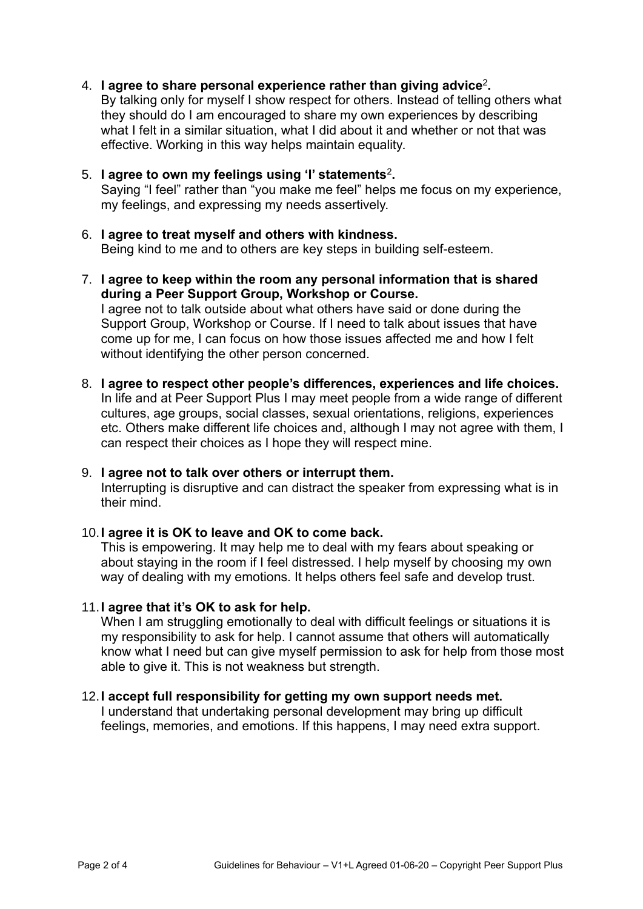4. **I agree to share personal experience rather than giving advice[2].**
   By talking only for myself I show respect for others. Instead of telling others what they should do I am encouraged to share my own experiences by describing what I felt in a similar situation, what I did about it and whether or not that was effective. Working in this way helps maintain equality.

5. **I agree to own my feelings using 'I' statements[2].**
   Saying "I feel" rather than "you make me feel" helps me focus on my experience, my feelings, and expressing my needs assertively.

6. **I agree to treat myself and others with kindness.**
   Being kind to me and to others are key steps in building self-esteem.

7. **I agree to keep within the room any personal information that is shared during a Peer Support Group, Workshop or Course.**
   I agree not to talk outside about what others have said or done during the Support Group, Workshop or Course. If I need to talk about issues that have come up for me, I can focus on how those issues affected me and how I felt without identifying the other person concerned.

8. **I agree to respect other people's differences, experiences and life choices.**
   In life and at Peer Support Plus I may meet people from a wide range of different cultures, age groups, social classes, sexual orientations, religions, experiences etc. Others make different life choices and, although I may not agree with them, I can respect their choices as I hope they will respect mine.

9. **I agree not to talk over others or interrupt them.**
   Interrupting is disruptive and can distract the speaker from expressing what is in their mind.

10. **I agree it is OK to leave and OK to come back.**
    This is empowering. It may help me to deal with my fears about speaking or about staying in the room if I feel distressed. I help myself by choosing my own way of dealing with my emotions. It helps others feel safe and develop trust.

11. **I agree that it's OK to ask for help.**
    When I am struggling emotionally to deal with difficult feelings or situations it is my responsibility to ask for help. I cannot assume that others will automatically know what I need but can give myself permission to ask for help from those most able to give it. This is not weakness but strength.

12. **I accept full responsibility for getting my own support needs met.**
    I understand that undertaking personal development may bring up difficult feelings, memories, and emotions. If this happens, I may need extra support.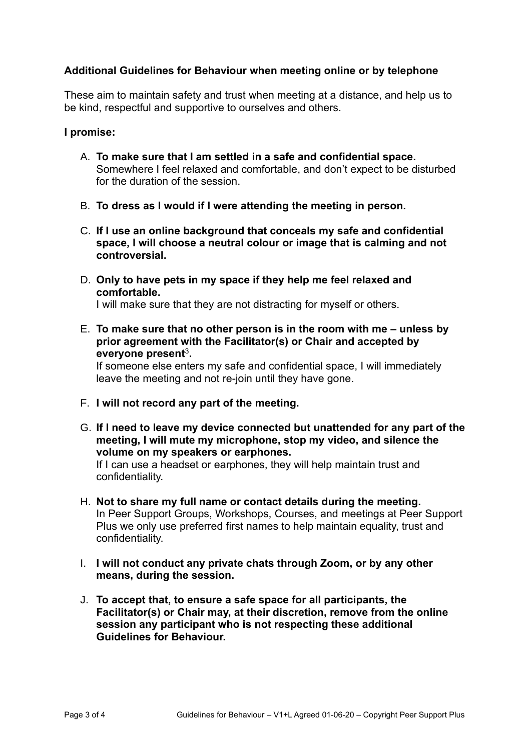**Additional Guidelines for Behaviour when meeting online or by telephone**

These aim to maintain safety and trust when meeting at a distance, and help us to be kind, respectful and supportive to ourselves and others.

**I promise:**

A. **To make sure that I am settled in a safe and confidential space.** Somewhere I feel relaxed and comfortable, and don't expect to be disturbed for the duration of the session.

B. **To dress as I would if I were attending the meeting in person.**

C. **If I use an online background that conceals my safe and confidential space, I will choose a neutral colour or image that is calming and not controversial.**

D. **Only to have pets in my space if they help me feel relaxed and comfortable.**
I will make sure that they are not distracting for myself or others.

E. **To make sure that no other person is in the room with me – unless by prior agreement with the Facilitator(s) or Chair and accepted by everyone present**[3]**.**
If someone else enters my safe and confidential space, I will immediately leave the meeting and not re-join until they have gone.

F. **I will not record any part of the meeting.**

G. **If I need to leave my device connected but unattended for any part of the meeting, I will mute my microphone, stop my video, and silence the volume on my speakers or earphones.**
If I can use a headset or earphones, they will help maintain trust and confidentiality.

H. **Not to share my full name or contact details during the meeting.**
In Peer Support Groups, Workshops, Courses, and meetings at Peer Support Plus we only use preferred first names to help maintain equality, trust and confidentiality.

I. **I will not conduct any private chats through Zoom, or by any other means, during the session.**

J. **To accept that, to ensure a safe space for all participants, the Facilitator(s) or Chair may, at their discretion, remove from the online session any participant who is not respecting these additional Guidelines for Behaviour.**

Guidelines for Behaviour – V1+L Agreed 01-06-20 – Copyright Peer Support Plus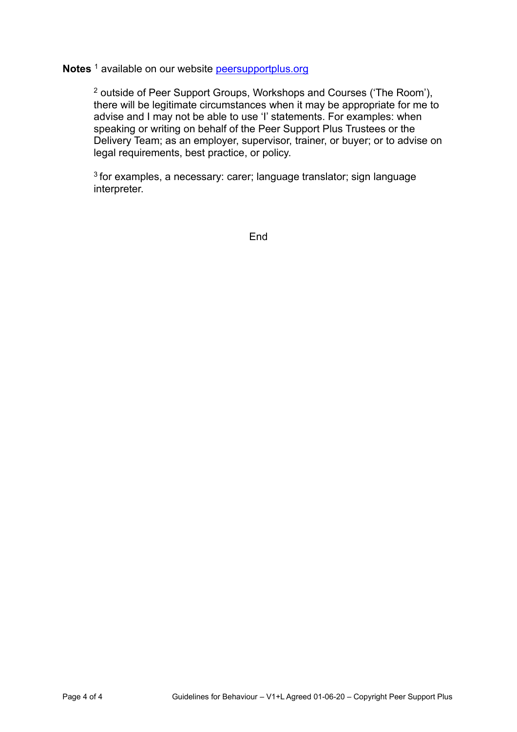**Notes** [1] available on our website peersupportplus.org

[2] outside of Peer Support Groups, Workshops and Courses ('The Room'), there will be legitimate circumstances when it may be appropriate for me to advise and I may not be able to use 'I' statements. For examples: when speaking or writing on behalf of the Peer Support Plus Trustees or the Delivery Team; as an employer, supervisor, trainer, or buyer; or to advise on legal requirements, best practice, or policy.

[3] for examples, a necessary: carer; language translator; sign language interpreter.

End